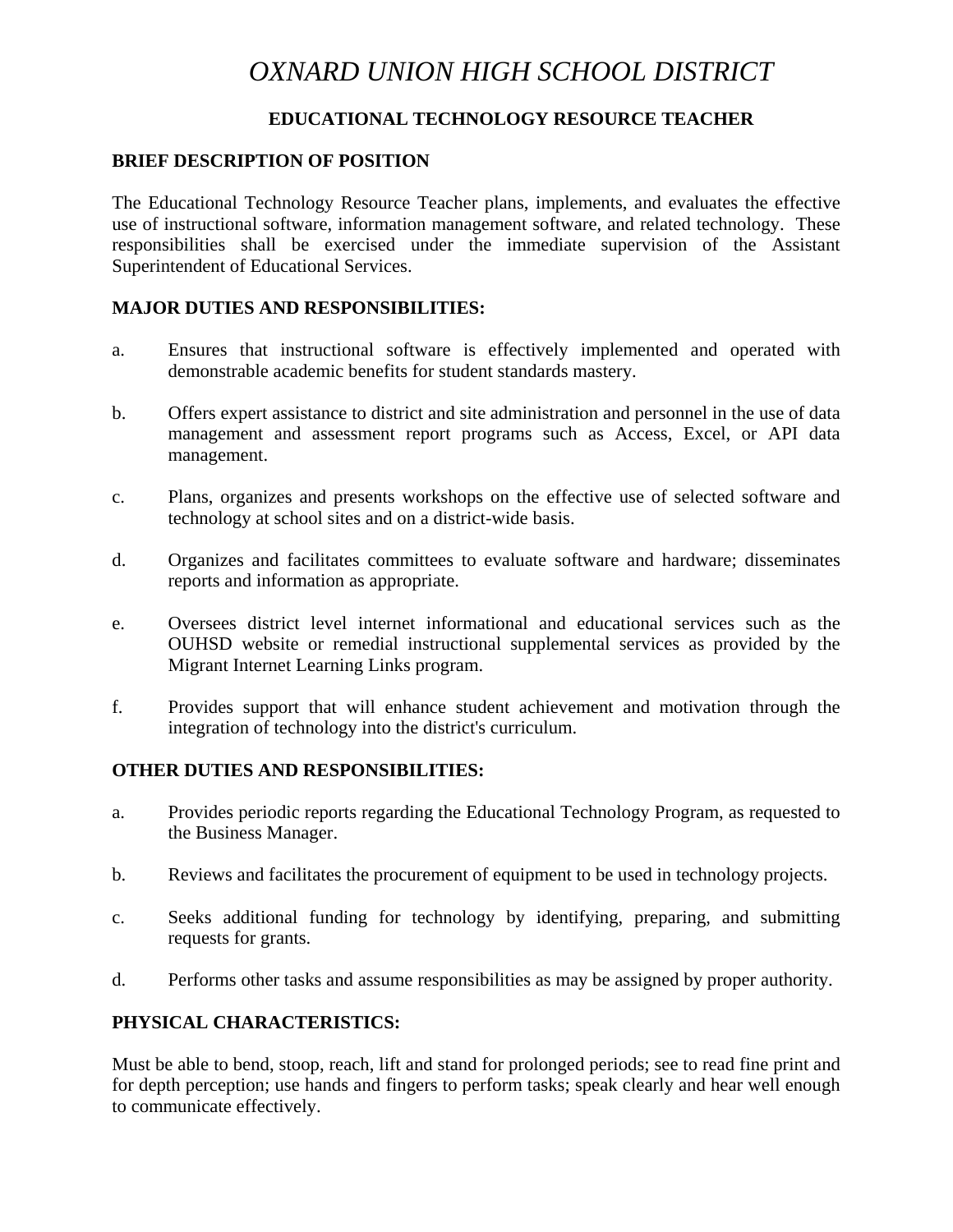# *OXNARD UNION HIGH SCHOOL DISTRICT*

## EDUCATIONAL TECHNOLOGY RESOURCE TEACHER

### BRIEF DESCRIPTION OF POSITION

The Educational Technology Resource Teacher plans, implements, and evaluates the effective use of instructional software, information management software, and related technology. These responsibilities shall be exercised under the immediate supervision of the Assistant Superintendent of Educational Services.

### MAJOR DUTIES AND RESPONSIBILITIES:

a. Ensures that instructional software is effectively implemented and operated with demonstrable academic benefits for student standards mastery.

b. Offers expert assistance to district and site administration and personnel in the use of data management and assessment report programs such as Access, Excel, or API data management.

c. Plans, organizes and presents workshops on the effective use of selected software and technology at school sites and on a district-wide basis.

d. Organizes and facilitates committees to evaluate software and hardware; disseminates reports and information as appropriate.

e. Oversees district level internet informational and educational services such as the OUHSD website or remedial instructional supplemental services as provided by the Migrant Internet Learning Links program.

f. Provides support that will enhance student achievement and motivation through the integration of technology into the district's curriculum.

### OTHER DUTIES AND RESPONSIBILITIES:

a. Provides periodic reports regarding the Educational Technology Program, as requested to the Business Manager.

b. Reviews and facilitates the procurement of equipment to be used in technology projects.

c. Seeks additional funding for technology by identifying, preparing, and submitting requests for grants.

d. Performs other tasks and assume responsibilities as may be assigned by proper authority.

### PHYSICAL CHARACTERISTICS:

Must be able to bend, stoop, reach, lift and stand for prolonged periods; see to read fine print and for depth perception; use hands and fingers to perform tasks; speak clearly and hear well enough to communicate effectively.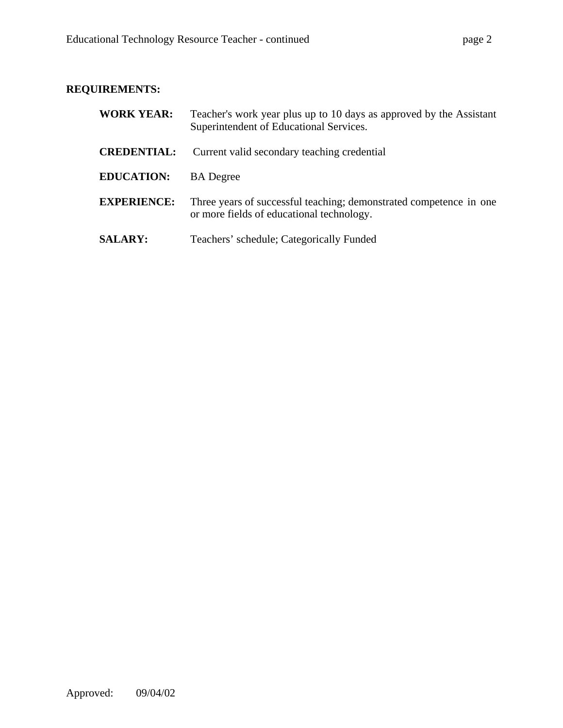**REQUIREMENTS:**

**WORK YEAR:** Teacher's work year plus up to 10 days as approved by the Assistant Superintendent of Educational Services.

**CREDENTIAL:** Current valid secondary teaching credential

**EDUCATION:** BA Degree

**EXPERIENCE:** Three years of successful teaching; demonstrated competence in one or more fields of educational technology.

**SALARY:** Teachers' schedule; Categorically Funded

Approved: 09/04/02